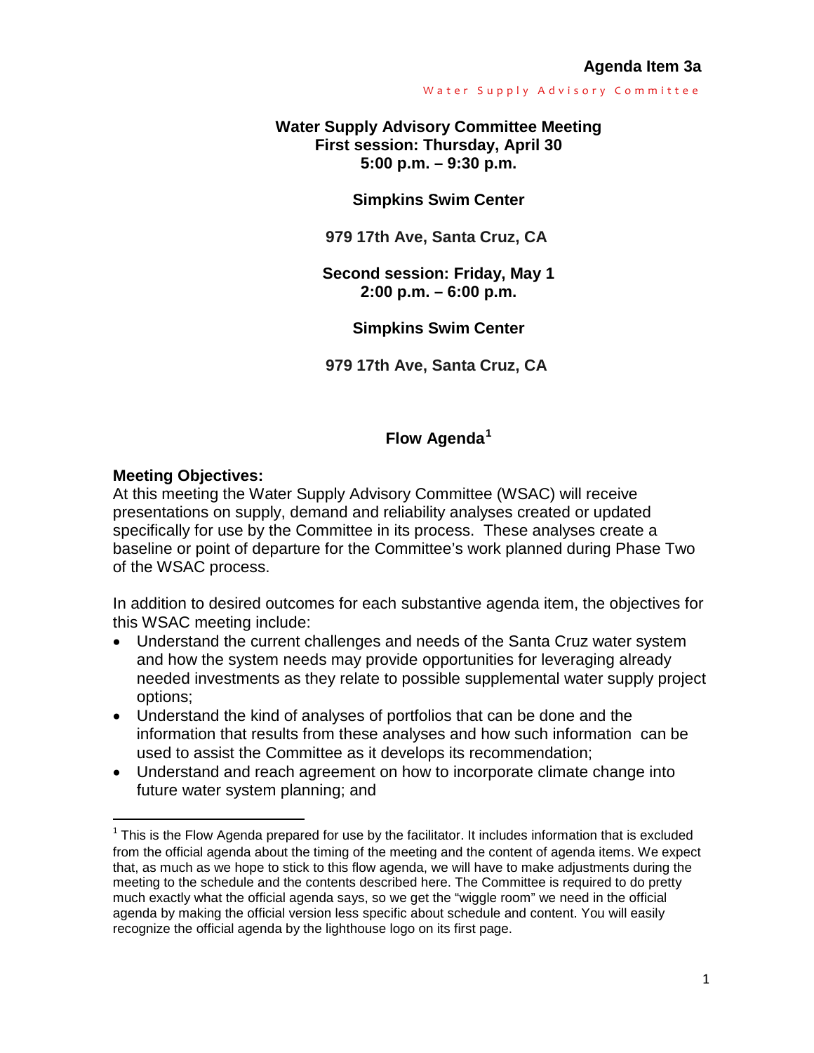**Agenda Item 3a**

Water Supply Advisory Committee

**Water Supply Advisory Committee Meeting**
**First session: Thursday, April 30**
**5:00 p.m. – 9:30 p.m.**

**Simpkins Swim Center**

**979 17th Ave, Santa Cruz, CA**

**Second session: Friday, May 1**
**2:00 p.m. – 6:00 p.m.**

**Simpkins Swim Center**

**979 17th Ave, Santa Cruz, CA**

## Flow Agenda[1]

**Meeting Objectives:**
At this meeting the Water Supply Advisory Committee (WSAC) will receive presentations on supply, demand and reliability analyses created or updated specifically for use by the Committee in its process. These analyses create a baseline or point of departure for the Committee's work planned during Phase Two of the WSAC process.

In addition to desired outcomes for each substantive agenda item, the objectives for this WSAC meeting include:

- Understand the current challenges and needs of the Santa Cruz water system and how the system needs may provide opportunities for leveraging already needed investments as they relate to possible supplemental water supply project options;
- Understand the kind of analyses of portfolios that can be done and the information that results from these analyses and how such information can be used to assist the Committee as it develops its recommendation;
- Understand and reach agreement on how to incorporate climate change into future water system planning; and

[1] This is the Flow Agenda prepared for use by the facilitator. It includes information that is excluded from the official agenda about the timing of the meeting and the content of agenda items. We expect that, as much as we hope to stick to this flow agenda, we will have to make adjustments during the meeting to the schedule and the contents described here. The Committee is required to do pretty much exactly what the official agenda says, so we get the "wiggle room" we need in the official agenda by making the official version less specific about schedule and content. You will easily recognize the official agenda by the lighthouse logo on its first page.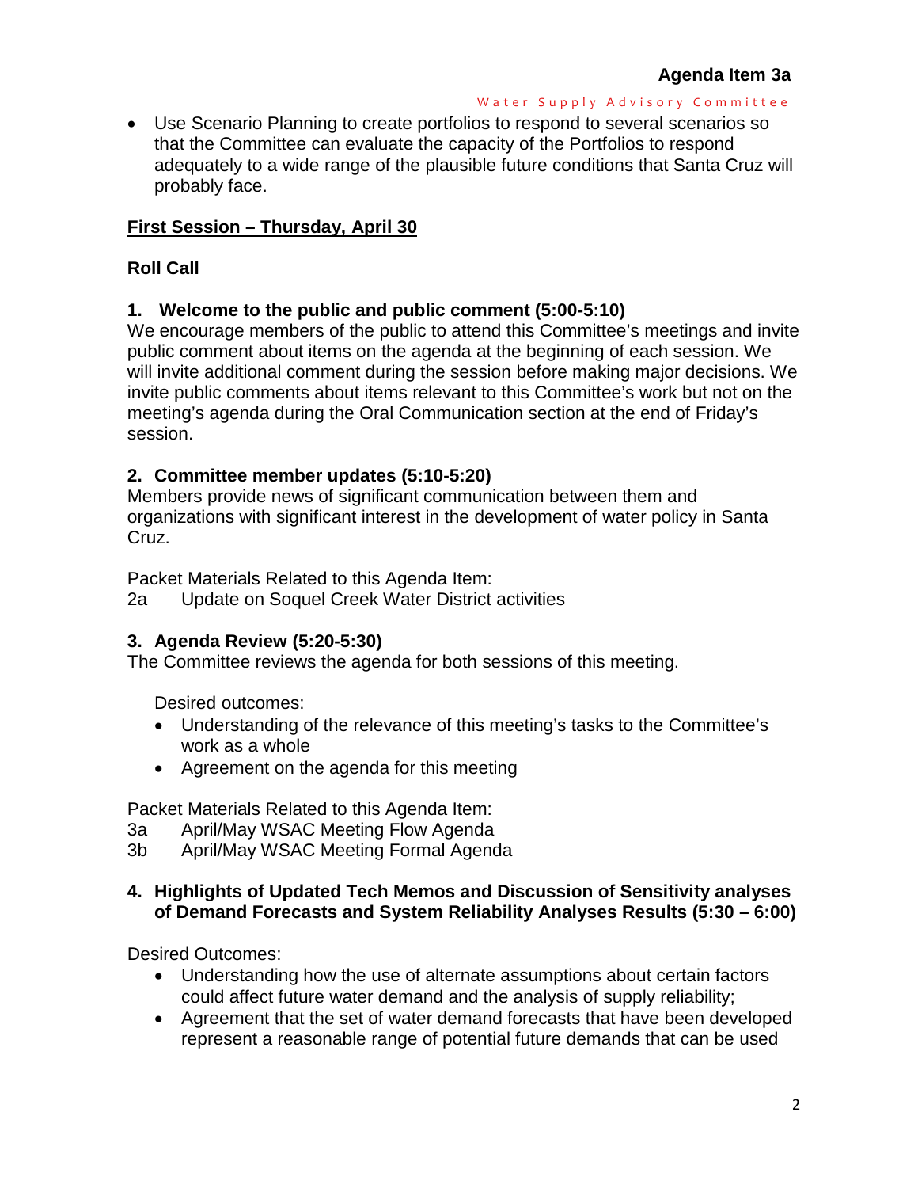- Use Scenario Planning to create portfolios to respond to several scenarios so that the Committee can evaluate the capacity of the Portfolios to respond adequately to a wide range of the plausible future conditions that Santa Cruz will probably face.

## First Session – Thursday, April 30

### Roll Call

### 1. Welcome to the public and public comment (5:00-5:10)

We encourage members of the public to attend this Committee's meetings and invite public comment about items on the agenda at the beginning of each session. We will invite additional comment during the session before making major decisions. We invite public comments about items relevant to this Committee's work but not on the meeting's agenda during the Oral Communication section at the end of Friday's session.

### 2. Committee member updates (5:10-5:20)

Members provide news of significant communication between them and organizations with significant interest in the development of water policy in Santa Cruz.

Packet Materials Related to this Agenda Item:

2a Update on Soquel Creek Water District activities

### 3. Agenda Review (5:20-5:30)

The Committee reviews the agenda for both sessions of this meeting.

Desired outcomes:

- Understanding of the relevance of this meeting's tasks to the Committee's work as a whole
- Agreement on the agenda for this meeting

Packet Materials Related to this Agenda Item:

3a April/May WSAC Meeting Flow Agenda
3b April/May WSAC Meeting Formal Agenda

### 4. Highlights of Updated Tech Memos and Discussion of Sensitivity analyses of Demand Forecasts and System Reliability Analyses Results (5:30 – 6:00)

Desired Outcomes:

- Understanding how the use of alternate assumptions about certain factors could affect future water demand and the analysis of supply reliability;
- Agreement that the set of water demand forecasts that have been developed represent a reasonable range of potential future demands that can be used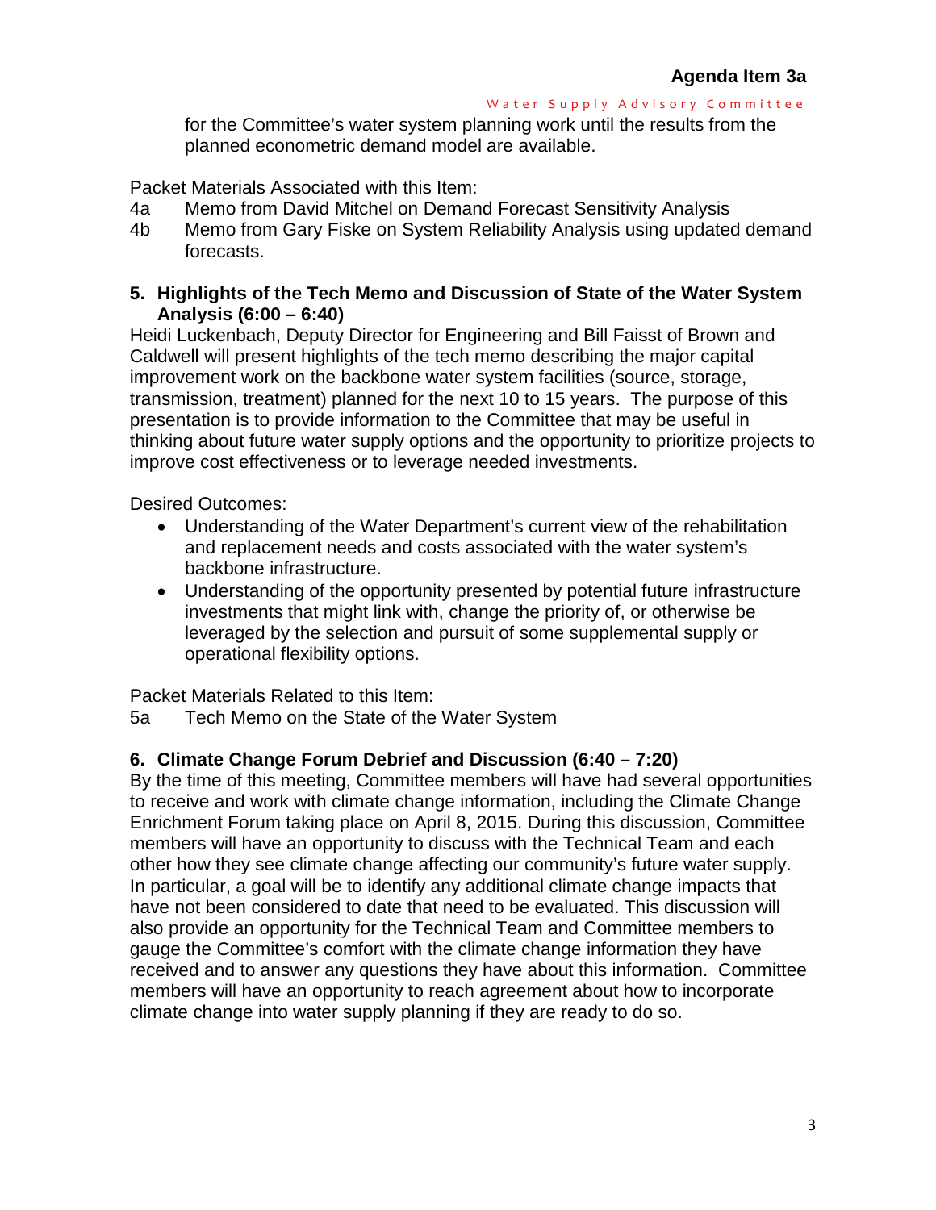for the Committee's water system planning work until the results from the planned econometric demand model are available.

Packet Materials Associated with this Item:

4a Memo from David Mitchel on Demand Forecast Sensitivity Analysis

4b Memo from Gary Fiske on System Reliability Analysis using updated demand forecasts.

**5. Highlights of the Tech Memo and Discussion of State of the Water System Analysis (6:00 – 6:40)**

Heidi Luckenbach, Deputy Director for Engineering and Bill Faisst of Brown and Caldwell will present highlights of the tech memo describing the major capital improvement work on the backbone water system facilities (source, storage, transmission, treatment) planned for the next 10 to 15 years. The purpose of this presentation is to provide information to the Committee that may be useful in thinking about future water supply options and the opportunity to prioritize projects to improve cost effectiveness or to leverage needed investments.

Desired Outcomes:

- Understanding of the Water Department's current view of the rehabilitation and replacement needs and costs associated with the water system's backbone infrastructure.
- Understanding of the opportunity presented by potential future infrastructure investments that might link with, change the priority of, or otherwise be leveraged by the selection and pursuit of some supplemental supply or operational flexibility options.

Packet Materials Related to this Item:

5a Tech Memo on the State of the Water System

**6. Climate Change Forum Debrief and Discussion (6:40 – 7:20)**

By the time of this meeting, Committee members will have had several opportunities to receive and work with climate change information, including the Climate Change Enrichment Forum taking place on April 8, 2015. During this discussion, Committee members will have an opportunity to discuss with the Technical Team and each other how they see climate change affecting our community's future water supply. In particular, a goal will be to identify any additional climate change impacts that have not been considered to date that need to be evaluated. This discussion will also provide an opportunity for the Technical Team and Committee members to gauge the Committee's comfort with the climate change information they have received and to answer any questions they have about this information. Committee members will have an opportunity to reach agreement about how to incorporate climate change into water supply planning if they are ready to do so.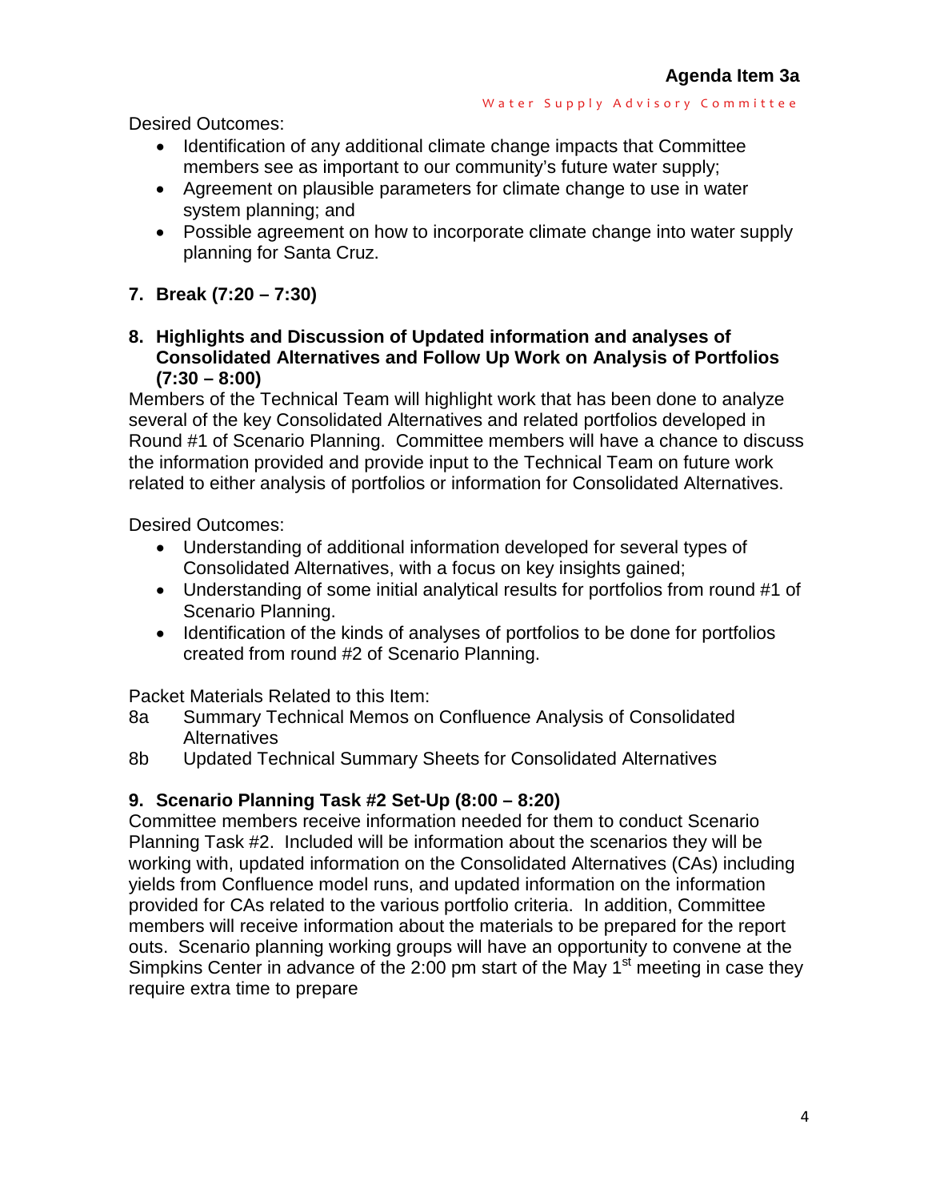Desired Outcomes:

- Identification of any additional climate change impacts that Committee members see as important to our community's future water supply;
- Agreement on plausible parameters for climate change to use in water system planning; and
- Possible agreement on how to incorporate climate change into water supply planning for Santa Cruz.

**7. Break (7:20 – 7:30)**

**8. Highlights and Discussion of Updated information and analyses of Consolidated Alternatives and Follow Up Work on Analysis of Portfolios (7:30 – 8:00)**

Members of the Technical Team will highlight work that has been done to analyze several of the key Consolidated Alternatives and related portfolios developed in Round #1 of Scenario Planning. Committee members will have a chance to discuss the information provided and provide input to the Technical Team on future work related to either analysis of portfolios or information for Consolidated Alternatives.

Desired Outcomes:

- Understanding of additional information developed for several types of Consolidated Alternatives, with a focus on key insights gained;
- Understanding of some initial analytical results for portfolios from round #1 of Scenario Planning.
- Identification of the kinds of analyses of portfolios to be done for portfolios created from round #2 of Scenario Planning.

Packet Materials Related to this Item:

8a Summary Technical Memos on Confluence Analysis of Consolidated Alternatives
8b Updated Technical Summary Sheets for Consolidated Alternatives

**9. Scenario Planning Task #2 Set-Up (8:00 – 8:20)**

Committee members receive information needed for them to conduct Scenario Planning Task #2. Included will be information about the scenarios they will be working with, updated information on the Consolidated Alternatives (CAs) including yields from Confluence model runs, and updated information on the information provided for CAs related to the various portfolio criteria. In addition, Committee members will receive information about the materials to be prepared for the report outs. Scenario planning working groups will have an opportunity to convene at the Simpkins Center in advance of the 2:00 pm start of the May 1st meeting in case they require extra time to prepare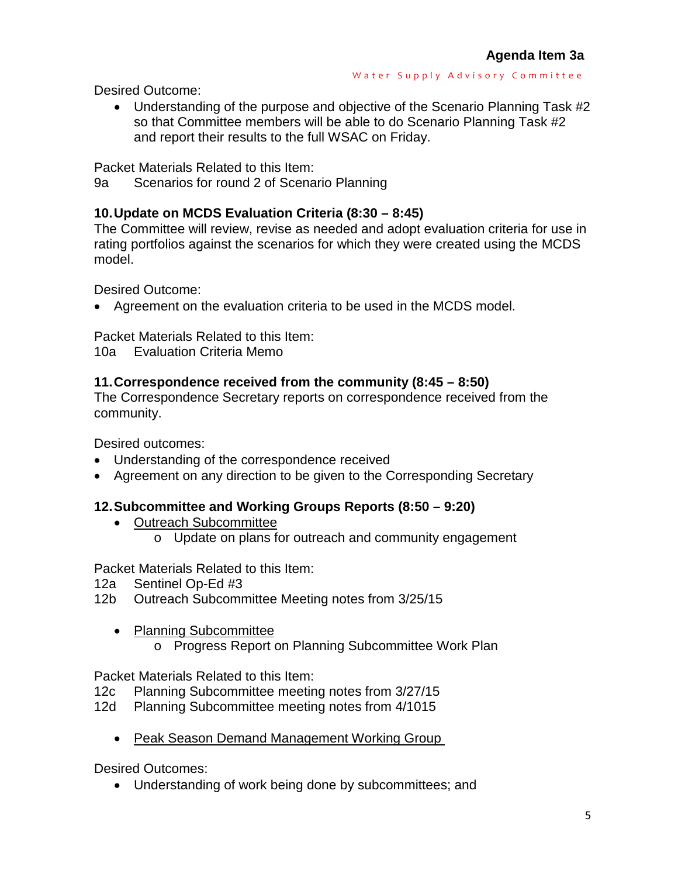Desired Outcome:

- Understanding of the purpose and objective of the Scenario Planning Task #2 so that Committee members will be able to do Scenario Planning Task #2 and report their results to the full WSAC on Friday.

Packet Materials Related to this Item:
9a Scenarios for round 2 of Scenario Planning

## 10. Update on MCDS Evaluation Criteria (8:30 – 8:45)

The Committee will review, revise as needed and adopt evaluation criteria for use in rating portfolios against the scenarios for which they were created using the MCDS model.

Desired Outcome:

- Agreement on the evaluation criteria to be used in the MCDS model.

Packet Materials Related to this Item:
10a Evaluation Criteria Memo

## 11. Correspondence received from the community (8:45 – 8:50)

The Correspondence Secretary reports on correspondence received from the community.

Desired outcomes:

- Understanding of the correspondence received
- Agreement on any direction to be given to the Corresponding Secretary

## 12. Subcommittee and Working Groups Reports (8:50 – 9:20)

- <u>Outreach Subcommittee</u>
  - Update on plans for outreach and community engagement

Packet Materials Related to this Item:
12a Sentinel Op-Ed #3
12b Outreach Subcommittee Meeting notes from 3/25/15

- <u>Planning Subcommittee</u>
  - Progress Report on Planning Subcommittee Work Plan

Packet Materials Related to this Item:
12c Planning Subcommittee meeting notes from 3/27/15
12d Planning Subcommittee meeting notes from 4/1015

- <u>Peak Season Demand Management Working Group</u>

Desired Outcomes:

- Understanding of work being done by subcommittees; and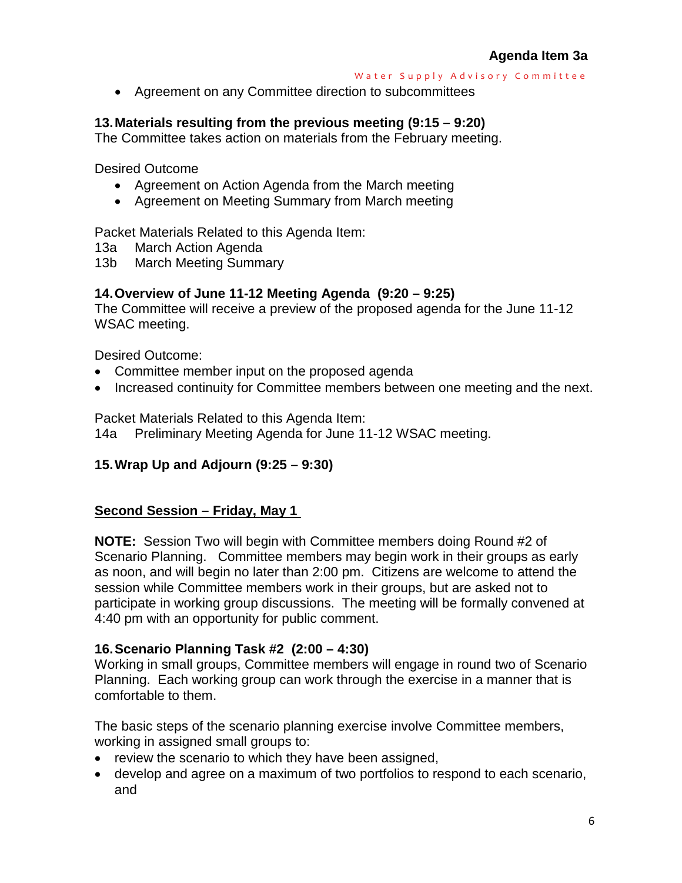- Agreement on any Committee direction to subcommittees

**13. Materials resulting from the previous meeting (9:15 – 9:20)**
The Committee takes action on materials from the February meeting.

Desired Outcome

- Agreement on Action Agenda from the March meeting
- Agreement on Meeting Summary from March meeting

Packet Materials Related to this Agenda Item:
13a  March Action Agenda
13b  March Meeting Summary

**14. Overview of June 11-12 Meeting Agenda (9:20 – 9:25)**
The Committee will receive a preview of the proposed agenda for the June 11-12 WSAC meeting.

Desired Outcome:

- Committee member input on the proposed agenda
- Increased continuity for Committee members between one meeting and the next.

Packet Materials Related to this Agenda Item:
14a  Preliminary Meeting Agenda for June 11-12 WSAC meeting.

**15. Wrap Up and Adjourn (9:25 – 9:30)**

**<u>Second Session – Friday, May 1</u>**

**NOTE:** Session Two will begin with Committee members doing Round #2 of Scenario Planning. Committee members may begin work in their groups as early as noon, and will begin no later than 2:00 pm. Citizens are welcome to attend the session while Committee members work in their groups, but are asked not to participate in working group discussions. The meeting will be formally convened at 4:40 pm with an opportunity for public comment.

**16. Scenario Planning Task #2 (2:00 – 4:30)**
Working in small groups, Committee members will engage in round two of Scenario Planning. Each working group can work through the exercise in a manner that is comfortable to them.

The basic steps of the scenario planning exercise involve Committee members, working in assigned small groups to:

- review the scenario to which they have been assigned,
- develop and agree on a maximum of two portfolios to respond to each scenario, and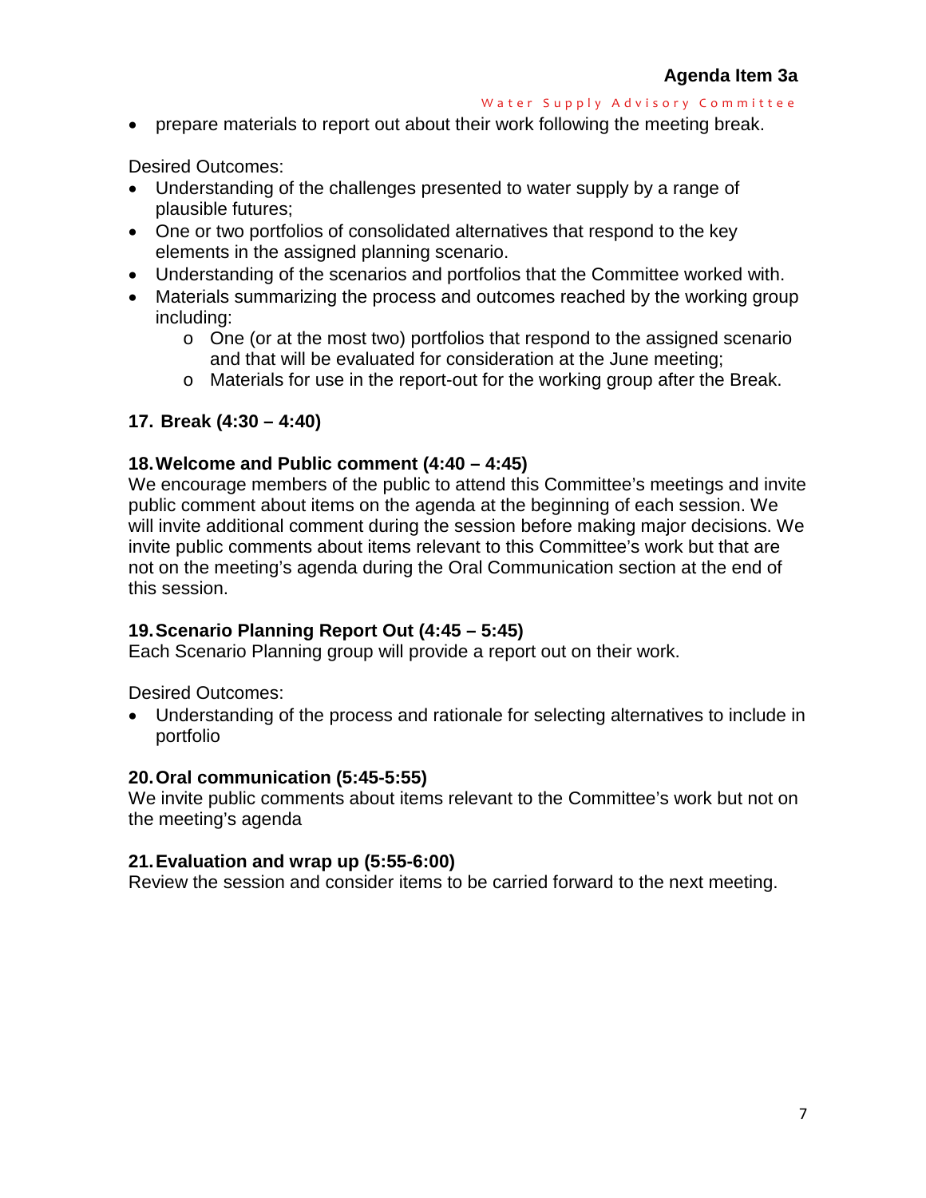- prepare materials to report out about their work following the meeting break.

Desired Outcomes:

- Understanding of the challenges presented to water supply by a range of plausible futures;
- One or two portfolios of consolidated alternatives that respond to the key elements in the assigned planning scenario.
- Understanding of the scenarios and portfolios that the Committee worked with.
- Materials summarizing the process and outcomes reached by the working group including:
  - One (or at the most two) portfolios that respond to the assigned scenario and that will be evaluated for consideration at the June meeting;
  - Materials for use in the report-out for the working group after the Break.

**17. Break (4:30 – 4:40)**

**18. Welcome and Public comment (4:40 – 4:45)**

We encourage members of the public to attend this Committee's meetings and invite public comment about items on the agenda at the beginning of each session. We will invite additional comment during the session before making major decisions. We invite public comments about items relevant to this Committee's work but that are not on the meeting's agenda during the Oral Communication section at the end of this session.

**19. Scenario Planning Report Out (4:45 – 5:45)**

Each Scenario Planning group will provide a report out on their work.

Desired Outcomes:

- Understanding of the process and rationale for selecting alternatives to include in portfolio

**20. Oral communication (5:45-5:55)**

We invite public comments about items relevant to the Committee's work but not on the meeting's agenda

**21. Evaluation and wrap up (5:55-6:00)**

Review the session and consider items to be carried forward to the next meeting.